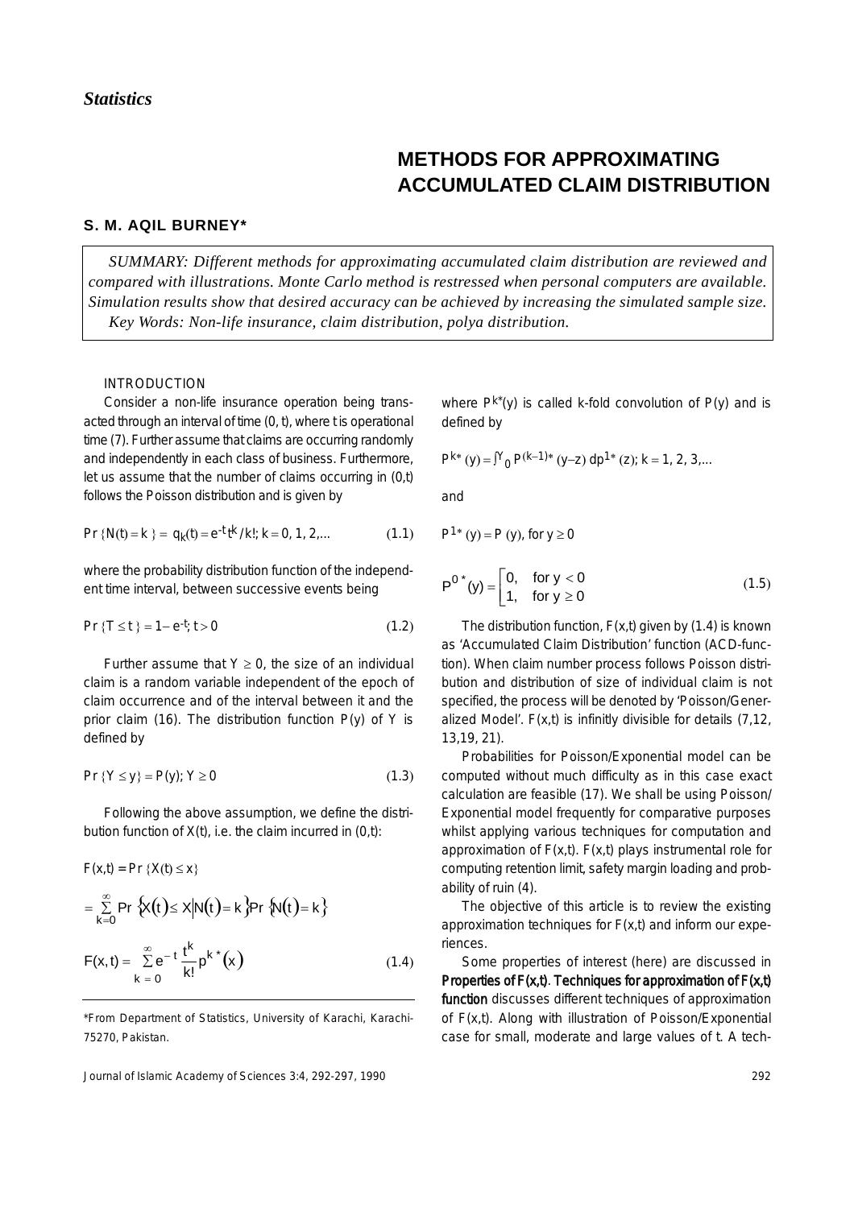*Statistics*

# METHODS FOR APPROXIMATING ACCUMULATED CLAIM DISTRIBUTION

**S. M. AQIL BURNEY***

*SUMMARY: Different methods for approximating accumulated claim distribution are reviewed and compared with illustrations. Monte Carlo method is restressed when personal computers are available. Simulation results show that desired accuracy can be achieved by increasing the simulated sample size.*

*Key Words: Non-life insurance, claim distribution, polya distribution.*

## INTRODUCTION

Consider a non-life insurance operation being transacted through an interval of time (0, t), where t is operational time (7). Further assume that claims are occurring randomly and independently in each class of business. Furthermore, let us assume that the number of claims occurring in (0,t) follows the Poisson distribution and is given by

$$\Pr\{N(t)=k\} = q_k(t) = e^{-t}t^k/k!;\ k=0,1,2,... \tag{1.1}$$

where the probability distribution function of the independent time interval, between successive events being

$$\Pr\{T \le t\} = 1 - e^{-t};\ t > 0 \tag{1.2}$$

Further assume that $Y \ge 0$, the size of an individual claim is a random variable independent of the epoch of claim occurrence and of the interval between it and the prior claim (16). The distribution function P(y) of Y is defined by

$$\Pr\{Y \le y\} = P(y);\ Y \ge 0 \tag{1.3}$$

Following the above assumption, we define the distribution function of X(t), i.e. the claim incurred in (0,t):

$$F(x,t) = \Pr\{X(t) \le x\}$$

$$= \sum_{k=0}^{\infty} \Pr\{X(t) \le X \mid N(t)=k\} \Pr\{N(t)=k\}$$

$$F(x,t) = \sum_{k=0}^{\infty} e^{-t}\frac{t^k}{k!}p^{k*}(x) \tag{1.4}$$

where $P^{k*}(y)$ is called k-fold convolution of P(y) and is defined by

$$P^{k*}(y) = \int_0^y P^{(k-1)*}(y-z)\,dp^{1*}(z);\ k=1,2,3,...$$

and

$$P^{1*}(y) = P(y), \text{ for } y \ge 0$$

$$P^{0*}(y) = \begin{cases} 0, & \text{for } y < 0 \\ 1, & \text{for } y \ge 0 \end{cases} \tag{1.5}$$

The distribution function, F(x,t) given by (1.4) is known as 'Accumulated Claim Distribution' function (ACD-function). When claim number process follows Poisson distribution and distribution of size of individual claim is not specified, the process will be denoted by 'Poisson/Generalized Model'. F(x,t) is infinitly divisible for details (7,12, 13,19, 21).

Probabilities for Poisson/Exponential model can be computed without much difficulty as in this case exact calculation are feasible (17). We shall be using Poisson/Exponential model frequently for comparative purposes whilst applying various techniques for computation and approximation of F(x,t). F(x,t) plays instrumental role for computing retention limit, safety margin loading and probability of ruin (4).

The objective of this article is to review the existing approximation techniques for F(x,t) and inform our experiences.

Some properties of interest (here) are discussed in **Properties of F(x,t)**. **Techniques for approximation of F(x,t) function** discusses different techniques of approximation of F(x,t). Along with illustration of Poisson/Exponential case for small, moderate and large values of t. A tech-

*From Department of Statistics, University of Karachi, Karachi-75270, Pakistan.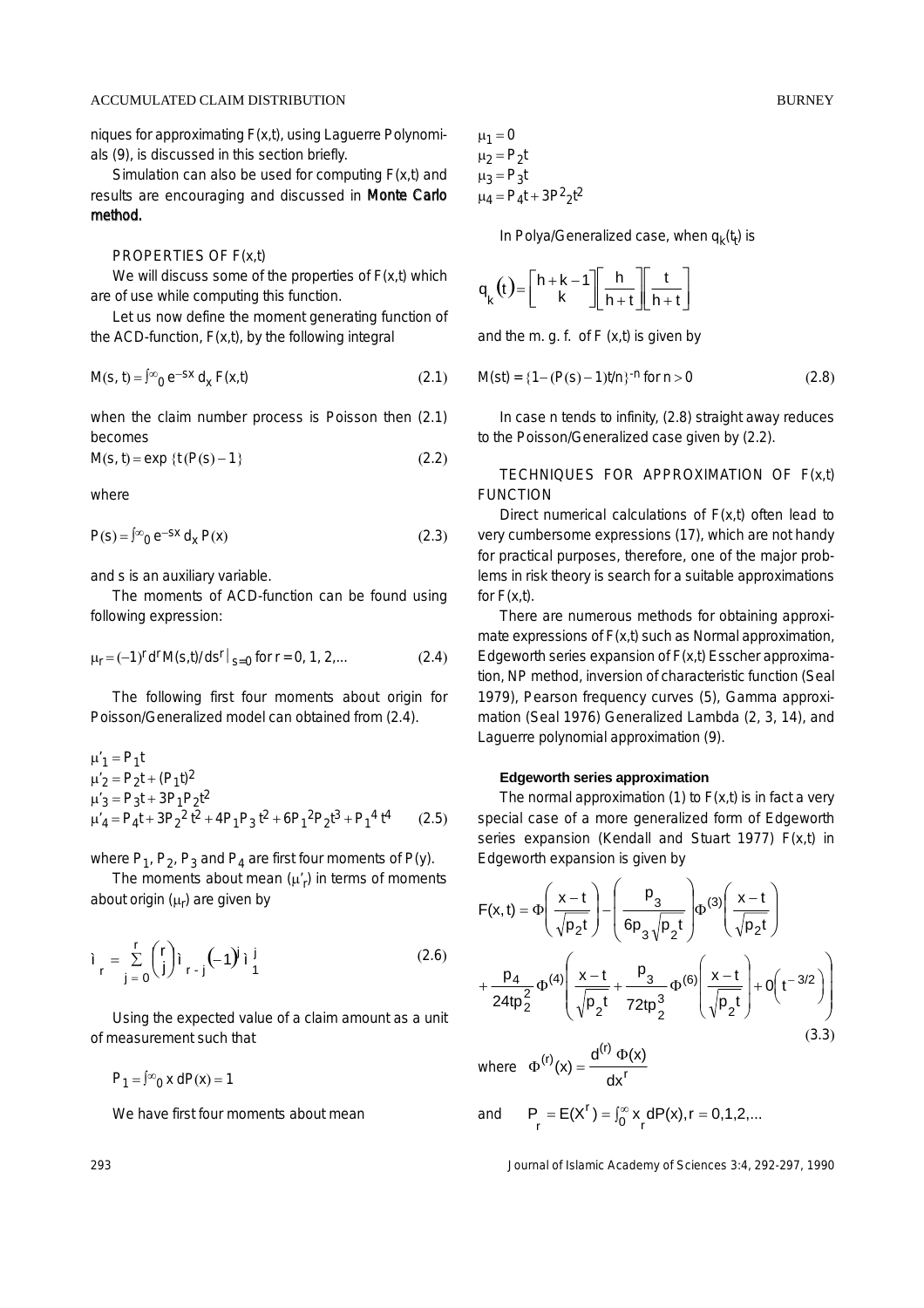niques for approximating F(x,t), using Laguerre Polynomials (9), is discussed in this section briefly.

Simulation can also be used for computing F(x,t) and results are encouraging and discussed in **Monte Carlo method.**

## PROPERTIES OF F(x,t)

We will discuss some of the properties of F(x,t) which are of use while computing this function.

Let us now define the moment generating function of the ACD-function, F(x,t), by the following integral

$$M(s, t) = \int_0^{\infty} e^{-sx} d_x F(x,t) \tag{2.1}$$

when the claim number process is Poisson then (2.1) becomes

$$M(s, t) = \exp\{t(P(s) - 1\} \tag{2.2}$$

where

$$P(s) = \int_0^{\infty} e^{-sx} d_x P(x) \tag{2.3}$$

and s is an auxiliary variable.

The moments of ACD-function can be found using following expression:

$$\mu_r = (-1)^r d^r M(s,t)/ds^r \big|_{s=0} \text{ for } r = 0, 1, 2,... \tag{2.4}$$

The following first four moments about origin for Poisson/Generalized model can obtained from (2.4).

$$\begin{aligned}
\mu'_1 &= P_1 t \\
\mu'_2 &= P_2 t + (P_1 t)^2 \\
\mu'_3 &= P_3 t + 3P_1 P_2 t^2 \\
\mu'_4 &= P_4 t + 3P_2^{\,2} t^2 + 4P_1 P_3 t^2 + 6P_1^{\,2} P_2 t^3 + P_1^{\,4} t^4
\end{aligned} \tag{2.5}$$

where $P_1$, $P_2$, $P_3$ and $P_4$ are first four moments of P(y).

The moments about mean ($\mu'_r$) in terms of moments about origin ($\mu_r$) are given by

$$\mu_r = \sum_{j=0}^{r} \binom{r}{j} \mu_{r-j} (-1)^j \mu_1^{\,j} \tag{2.6}$$

Using the expected value of a claim amount as a unit of measurement such that

$$P_1 = \int_0^{\infty} x \, dP(x) = 1$$

We have first four moments about mean

$$\begin{aligned}
\mu_1 &= 0 \\
\mu_2 &= P_2 t \\
\mu_3 &= P_3 t \\
\mu_4 &= P_4 t + 3P_2^{\,2} t^2
\end{aligned}$$

In Polya/Generalized case, when $q_k(t_t)$ is

$$q_k(t) = \binom{h+k-1}{k} \left[\frac{h}{h+t}\right] \left[\frac{t}{h+t}\right]$$

and the m. g. f. of F (x,t) is given by

$$M(st) = \{1 - (P(s) - 1)t/n\}^{-n} \text{ for } n > 0 \tag{2.8}$$

In case n tends to infinity, (2.8) straight away reduces to the Poisson/Generalized case given by (2.2).

## TECHNIQUES FOR APPROXIMATION OF F(x,t) FUNCTION

Direct numerical calculations of F(x,t) often lead to very cumbersome expressions (17), which are not handy for practical purposes, therefore, one of the major problems in risk theory is search for a suitable approximations for F(x,t).

There are numerous methods for obtaining approximate expressions of F(x,t) such as Normal approximation, Edgeworth series expansion of F(x,t) Esscher approximation, NP method, inversion of characteristic function (Seal 1979), Pearson frequency curves (5), Gamma approximation (Seal 1976) Generalized Lambda (2, 3, 14), and Laguerre polynomial approximation (9).

### Edgeworth series approximation

The normal approximation (1) to F(x,t) is in fact a very special case of a more generalized form of Edgeworth series expansion (Kendall and Stuart 1977) F(x,t) in Edgeworth expansion is given by

$$F(x,t) = \Phi\left(\frac{x-t}{\sqrt{p_2 t}}\right) - \left(\frac{p_3}{6p_3\sqrt{p_2 t}}\right)\Phi^{(3)}\left(\frac{x-t}{\sqrt{p_2 t}}\right) + \frac{p_4}{24tp_2^2}\Phi^{(4)}\left(\frac{x-t}{\sqrt{p_2 t}} + \frac{p_3}{72tp_2^3}\Phi^{(6)}\left(\frac{x-t}{\sqrt{p_2 t}}\right) + 0\left(t^{-3/2}\right)\right) \tag{3.3}$$

where $\Phi^{(r)}(x) = \dfrac{d^{(r)}\,\Phi(x)}{dx^r}$

and $P_r = E(X^r) = \int_0^{\infty} x_r \, dP(x), r = 0,1,2,...$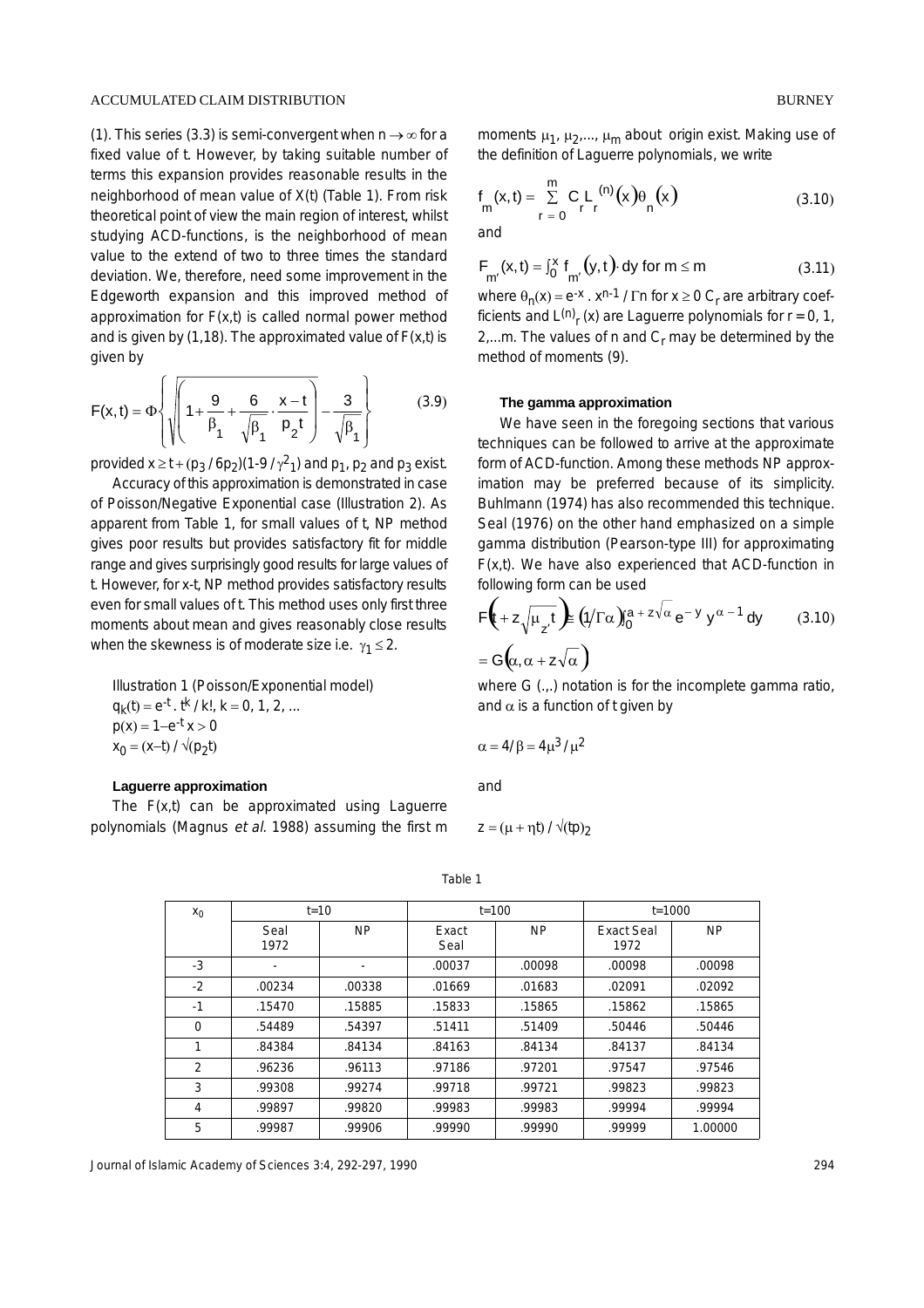(1). This series (3.3) is semi-convergent when $n \to \infty$ for a fixed value of t. However, by taking suitable number of terms this expansion provides reasonable results in the neighborhood of mean value of X(t) (Table 1). From risk theoretical point of view the main region of interest, whilst studying ACD-functions, is the neighborhood of mean value to the extend of two to three times the standard deviation. We, therefore, need some improvement in the Edgeworth expansion and this improved method of approximation for F(x,t) is called normal power method and is given by (1,18). The approximated value of F(x,t) is given by

$$F(x,t) = \Phi\left\{\sqrt{\left(1 + \frac{9}{\beta_1} + \frac{6}{\sqrt{\beta_1}} \cdot \frac{x-t}{p_2 t}\right)} - \frac{3}{\sqrt{\beta_1}}\right\} \qquad (3.9)$$

provided $x \geq t + (p_3 / 6p_2)(1\text{-}9/\gamma^2{}_1)$ and $p_1$, $p_2$ and $p_3$ exist.

Accuracy of this approximation is demonstrated in case of Poisson/Negative Exponential case (Illustration 2). As apparent from Table 1, for small values of t, NP method gives poor results but provides satisfactory fit for middle range and gives surprisingly good results for large values of t. However, for x-t, NP method provides satisfactory results even for small values of t. This method uses only first three moments about mean and gives reasonably close results when the skewness is of moderate size i.e. $\gamma_1 \leq 2$.

Illustration 1 (Poisson/Exponential model)
$q_k(t) = e^{-t} \cdot t^k / k!$, $k = 0, 1, 2, \ldots$
$p(x) = 1 - e^{-t}$ $x > 0$
$x_0 = (x-t) / \sqrt{(p_2 t)}$

#### Laguerre approximation

The F(x,t) can be approximated using Laguerre polynomials (Magnus *et al.* 1988) assuming the first m moments $\mu_1, \mu_2, \ldots, \mu_m$ about origin exist. Making use of the definition of Laguerre polynomials, we write

$$f_m(x,t) = \sum_{r=0}^{m} C_r L_r^{(n)}(x)\theta_n(x) \qquad (3.10)$$

and

$$F_{m'}(x,t) = \int_0^x f_{m'}(y,t) \cdot dy \text{ for } m \leq m \qquad (3.11)$$

where $\theta_n(x) = e^{-x} \cdot x^{n-1} / \Gamma n$ for $x \geq 0$ $C_r$ are arbitrary coefficients and $L^{(n)}{}_r(x)$ are Laguerre polynomials for r = 0, 1, 2,...m. The values of n and $C_r$ may be determined by the method of moments (9).

#### The gamma approximation

We have seen in the foregoing sections that various techniques can be followed to arrive at the approximate form of ACD-function. Among these methods NP approximation may be preferred because of its simplicity. Buhlmann (1974) has also recommended this technique. Seal (1976) on the other hand emphasized on a simple gamma distribution (Pearson-type III) for approximating F(x,t). We have also experienced that ACD-function in following form can be used

$$F\left(t + z\sqrt{\mu_{z'} t}\right) \cong \left(1/\Gamma\alpha\right)\int_0^{a + z\sqrt{\alpha}} e^{-y}\, y^{\alpha - 1}\, dy \qquad (3.10)$$

$$= G\left(\alpha, \alpha + z\sqrt{\alpha}\right)$$

where G (.,.) notation is for the incomplete gamma ratio, and $\alpha$ is a function of t given by

$$\alpha = 4/\beta = 4\mu^3/\mu^2$$

and

$$z = (\mu + \eta t) / \sqrt{(tp)_2}$$

Table 1

| $x_0$ | t=10 | | t=100 | | t=1000 | |
|---|---|---|---|---|---|---|
| | Seal 1972 | NP | Exact Seal | NP | Exact Seal 1972 | NP |
| -3 | - | - | .00037 | .00098 | .00098 | .00098 |
| -2 | .00234 | .00338 | .01669 | .01683 | .02091 | .02092 |
| -1 | .15470 | .15885 | .15833 | .15865 | .15862 | .15865 |
| 0 | .54489 | .54397 | .51411 | .51409 | .50446 | .50446 |
| 1 | .84384 | .84134 | .84163 | .84134 | .84137 | .84134 |
| 2 | .96236 | .96113 | .97186 | .97201 | .97547 | .97546 |
| 3 | .99308 | .99274 | .99718 | .99721 | .99823 | .99823 |
| 4 | .99897 | .99820 | .99983 | .99983 | .99994 | .99994 |
| 5 | .99987 | .99906 | .99990 | .99990 | .99999 | 1.00000 |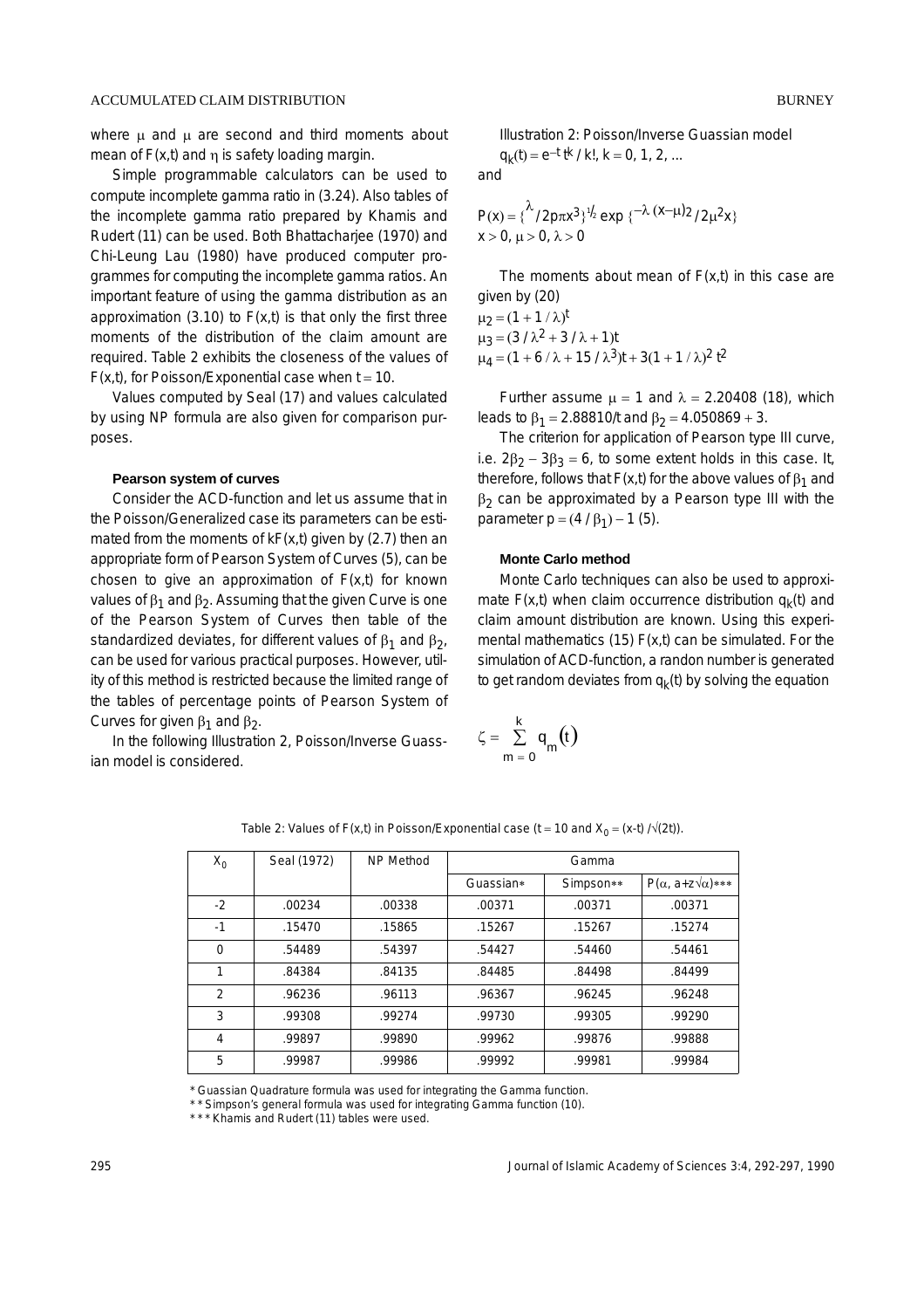where μ and μ are second and third moments about mean of $F(x,t)$ and η is safety loading margin.

Simple programmable calculators can be used to compute incomplete gamma ratio in (3.24). Also tables of the incomplete gamma ratio prepared by Khamis and Rudert (11) can be used. Both Bhattacharjee (1970) and Chi-Leung Lau (1980) have produced computer programmes for computing the incomplete gamma ratios. An important feature of using the gamma distribution as an approximation (3.10) to $F(x,t)$ is that only the first three moments of the distribution of the claim amount are required. Table 2 exhibits the closeness of the values of $F(x,t)$, for Poisson/Exponential case when $t = 10$.

Values computed by Seal (17) and values calculated by using NP formula are also given for comparison purposes.

### Pearson system of curves

Consider the ACD-function and let us assume that in the Poisson/Generalized case its parameters can be estimated from the moments of $kF(x,t)$ given by (2.7) then an appropriate form of Pearson System of Curves (5), can be chosen to give an approximation of $F(x,t)$ for known values of $\beta_1$ and $\beta_2$. Assuming that the given Curve is one of the Pearson System of Curves then table of the standardized deviates, for different values of $\beta_1$ and $\beta_2$, can be used for various practical purposes. However, utility of this method is restricted because the limited range of the tables of percentage points of Pearson System of Curves for given $\beta_1$ and $\beta_2$.

In the following Illustration 2, Poisson/Inverse Guassian model is considered.

Illustration 2: Poisson/Inverse Guassian model

$q_k(t) = e^{-t}\, t^k / k!,\ k = 0, 1, 2, \ldots$

and

$$P(x) = \{\lambda / 2p\pi x^3\}^{1/2} \exp\{-\lambda (x-\mu)^2 / 2\mu^2 x\}$$

$x > 0,\ \mu > 0,\ \lambda > 0$

The moments about mean of $F(x,t)$ in this case are given by (20)

$\mu_2 = (1 + 1/\lambda)t$

$\mu_3 = (3/\lambda^2 + 3/\lambda + 1)t$

$\mu_4 = (1 + 6/\lambda + 15/\lambda^3)t + 3(1 + 1/\lambda)^2 t^2$

Further assume $\mu = 1$ and $\lambda = 2.20408$ (18), which leads to $\beta_1 = 2.88810/t$ and $\beta_2 = 4.050869 + 3$.

The criterion for application of Pearson type III curve, i.e. $2\beta_2 - 3\beta_3 = 6$, to some extent holds in this case. It, therefore, follows that $F(x,t)$ for the above values of $\beta_1$ and $\beta_2$ can be approximated by a Pearson type III with the parameter $p = (4/\beta_1) - 1$ (5).

### Monte Carlo method

Monte Carlo techniques can also be used to approximate $F(x,t)$ when claim occurrence distribution $q_k(t)$ and claim amount distribution are known. Using this experimental mathematics (15) $F(x,t)$ can be simulated. For the simulation of ACD-function, a randon number is generated to get random deviates from $q_k(t)$ by solving the equation

$$\zeta = \sum_{m=0}^{k} q_m(t)$$

Table 2: Values of $F(x,t)$ in Poisson/Exponential case ($t = 10$ and $X_0 = (x\text{-}t)/\sqrt{(2t)}$).

| $X_0$ | Seal (1972) | NP Method | Gamma | | |
|---|---|---|---|---|---|
| | | | Guassian* | Simpson** | $P(\alpha, a{+}z\sqrt{\alpha})$*** |
| -2 | .00234 | .00338 | .00371 | .00371 | .00371 |
| -1 | .15470 | .15865 | .15267 | .15267 | .15274 |
| 0 | .54489 | .54397 | .54427 | .54460 | .54461 |
| 1 | .84384 | .84135 | .84485 | .84498 | .84499 |
| 2 | .96236 | .96113 | .96367 | .96245 | .96248 |
| 3 | .99308 | .99274 | .99730 | .99305 | .99290 |
| 4 | .99897 | .99890 | .99962 | .99876 | .99888 |
| 5 | .99987 | .99986 | .99992 | .99981 | .99984 |

\* Guassian Quadrature formula was used for integrating the Gamma function.

\** Simpson's general formula was used for integrating Gamma function (10).

\*** Khamis and Rudert (11) tables were used.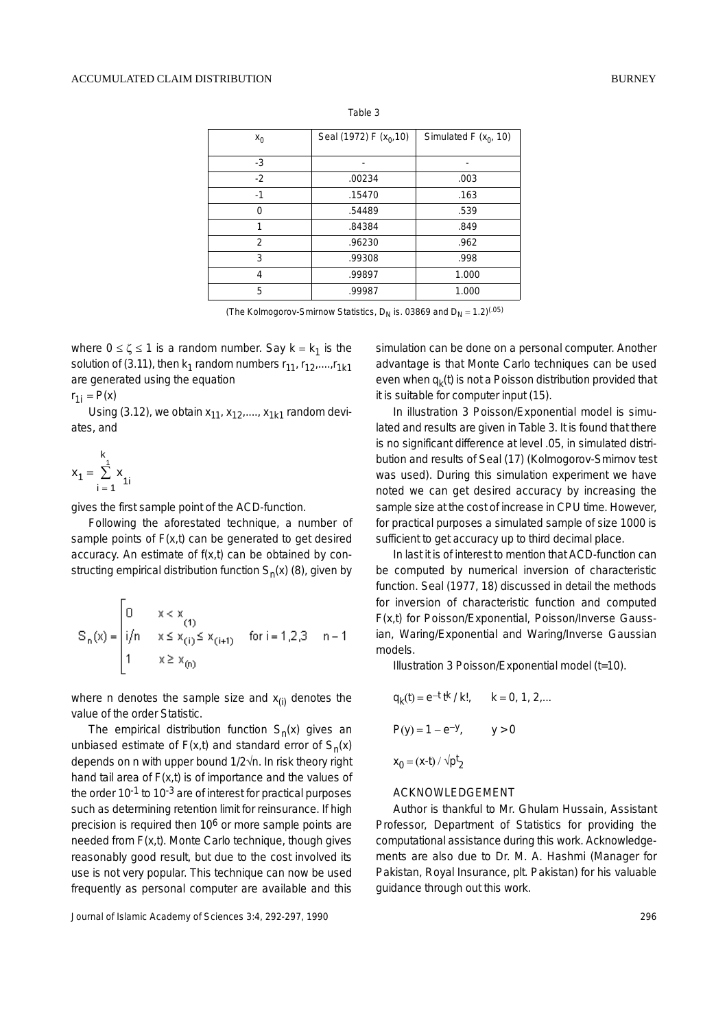Table 3

| $x_0$ | Seal (1972) F ($x_0$,10) | Simulated F ($x_0$, 10) |
|---|---|---|
| -3 | - | - |
| -2 | .00234 | .003 |
| -1 | .15470 | .163 |
| 0 | .54489 | .539 |
| 1 | .84384 | .849 |
| 2 | .96230 | .962 |
| 3 | .99308 | .998 |
| 4 | .99897 | 1.000 |
| 5 | .99987 | 1.000 |

(The Kolmogorov-Smirnow Statistics, $D_N$ is. 03869 and $D_N = 1.2)^{(.05)}$

where $0 \leq \zeta \leq 1$ is a random number. Say $k = k_1$ is the solution of (3.11), then $k_1$ random numbers $r_{11}, r_{12}, \ldots, r_{1k1}$ are generated using the equation

$r_{1i} = P(x)$

Using (3.12), we obtain $x_{11}, x_{12}, \ldots, x_{1k1}$ random deviates, and

$$x_1 = \sum_{i=1}^{k_1} x_{1i}$$

gives the first sample point of the ACD-function.

Following the aforestated technique, a number of sample points of F(x,t) can be generated to get desired accuracy. An estimate of f(x,t) can be obtained by constructing empirical distribution function $S_n(x)$ (8), given by

$$S_n(x) = \begin{cases} 0 & x < x_{(1)} \\ i/n & x \leq x_{(i)} \leq x_{(i+1)} \quad \text{for } i = 1,2,3 \quad n-1 \\ 1 & x \geq x_{(n)} \end{cases}$$

where n denotes the sample size and $x_{(i)}$ denotes the value of the order Statistic.

The empirical distribution function $S_n(x)$ gives an unbiased estimate of F(x,t) and standard error of $S_n(x)$ depends on n with upper bound $1/2\sqrt{n}$. In risk theory right hand tail area of F(x,t) is of importance and the values of the order $10^{-1}$ to $10^{-3}$ are of interest for practical purposes such as determining retention limit for reinsurance. If high precision is required then $10^6$ or more sample points are needed from F(x,t). Monte Carlo technique, though gives reasonably good result, but due to the cost involved its use is not very popular. This technique can now be used frequently as personal computer are available and this simulation can be done on a personal computer. Another advantage is that Monte Carlo techniques can be used even when $q_k(t)$ is not a Poisson distribution provided that it is suitable for computer input (15).

In illustration 3 Poisson/Exponential model is simulated and results are given in Table 3. It is found that there is no significant difference at level .05, in simulated distribution and results of Seal (17) (Kolmogorov-Smirnov test was used). During this simulation experiment we have noted we can get desired accuracy by increasing the sample size at the cost of increase in CPU time. However, for practical purposes a simulated sample of size 1000 is sufficient to get accuracy up to third decimal place.

In last it is of interest to mention that ACD-function can be computed by numerical inversion of characteristic function. Seal (1977, 18) discussed in detail the methods for inversion of characteristic function and computed F(x,t) for Poisson/Exponential, Poisson/Inverse Gaussian, Waring/Exponential and Waring/Inverse Gaussian models.

Illustration 3 Poisson/Exponential model (t=10).

$$q_k(t) = e^{-t} t^k / k!, \qquad k = 0, 1, 2, \ldots$$

$$P(y) = 1 - e^{-y}, \qquad y > 0$$

$$x_0 = (x\text{-}t) / \sqrt{p_2^t}$$

## ACKNOWLEDGEMENT

Author is thankful to Mr. Ghulam Hussain, Assistant Professor, Department of Statistics for providing the computational assistance during this work. Acknowledgements are also due to Dr. M. A. Hashmi (Manager for Pakistan, Royal Insurance, plt. Pakistan) for his valuable guidance through out this work.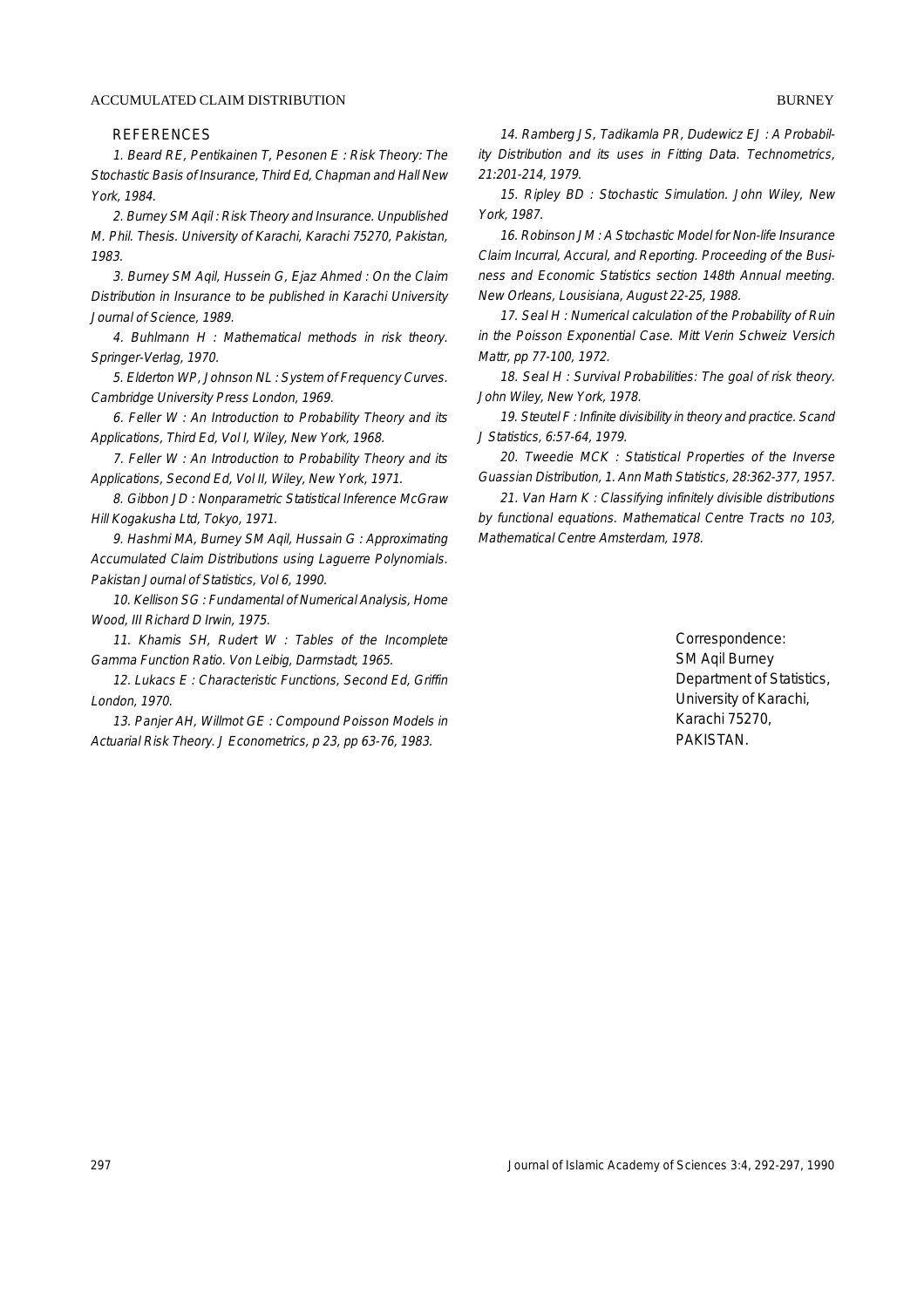## REFERENCES

1. Beard RE, Pentikainen T, Pesonen E : Risk Theory: The Stochastic Basis of Insurance, Third Ed, Chapman and Hall New York, 1984.

2. Burney SM Aqil : Risk Theory and Insurance. Unpublished M. Phil. Thesis. University of Karachi, Karachi 75270, Pakistan, 1983.

3. Burney SM Aqil, Hussein G, Ejaz Ahmed : On the Claim Distribution in Insurance to be published in Karachi University Journal of Science, 1989.

4. Buhlmann H : Mathematical methods in risk theory. Springer-Verlag, 1970.

5. Elderton WP, Johnson NL : System of Frequency Curves. Cambridge University Press London, 1969.

6. Feller W : An Introduction to Probability Theory and its Applications, Third Ed, Vol I, Wiley, New York, 1968.

7. Feller W : An Introduction to Probability Theory and its Applications, Second Ed, Vol II, Wiley, New York, 1971.

8. Gibbon JD : Nonparametric Statistical Inference McGraw Hill Kogakusha Ltd, Tokyo, 1971.

9. Hashmi MA, Burney SM Aqil, Hussain G : Approximating Accumulated Claim Distributions using Laguerre Polynomials. Pakistan Journal of Statistics, Vol 6, 1990.

10. Kellison SG : Fundamental of Numerical Analysis, Home Wood, III Richard D Irwin, 1975.

11. Khamis SH, Rudert W : Tables of the Incomplete Gamma Function Ratio. Von Leibig, Darmstadt, 1965.

12. Lukacs E : Characteristic Functions, Second Ed, Griffin London, 1970.

13. Panjer AH, Willmot GE : Compound Poisson Models in Actuarial Risk Theory. J Econometrics, p 23, pp 63-76, 1983.

14. Ramberg JS, Tadikamla PR, Dudewicz EJ : A Probability Distribution and its uses in Fitting Data. Technometrics, 21:201-214, 1979.

15. Ripley BD : Stochastic Simulation. John Wiley, New York, 1987.

16. Robinson JM : A Stochastic Model for Non-life Insurance Claim Incurral, Accural, and Reporting. Proceeding of the Business and Economic Statistics section 148th Annual meeting. New Orleans, Lousisiana, August 22-25, 1988.

17. Seal H : Numerical calculation of the Probability of Ruin in the Poisson Exponential Case. Mitt Verin Schweiz Versich Mattr, pp 77-100, 1972.

18. Seal H : Survival Probabilities: The goal of risk theory. John Wiley, New York, 1978.

19. Steutel F : Infinite divisibility in theory and practice. Scand J Statistics, 6:57-64, 1979.

20. Tweedie MCK : Statistical Properties of the Inverse Guassian Distribution, 1. Ann Math Statistics, 28:362-377, 1957.

21. Van Harn K : Classifying infinitely divisible distributions by functional equations. Mathematical Centre Tracts no 103, Mathematical Centre Amsterdam, 1978.

Correspondence:
SM Aqil Burney
Department of Statistics,
University of Karachi,
Karachi 75270,
PAKISTAN.